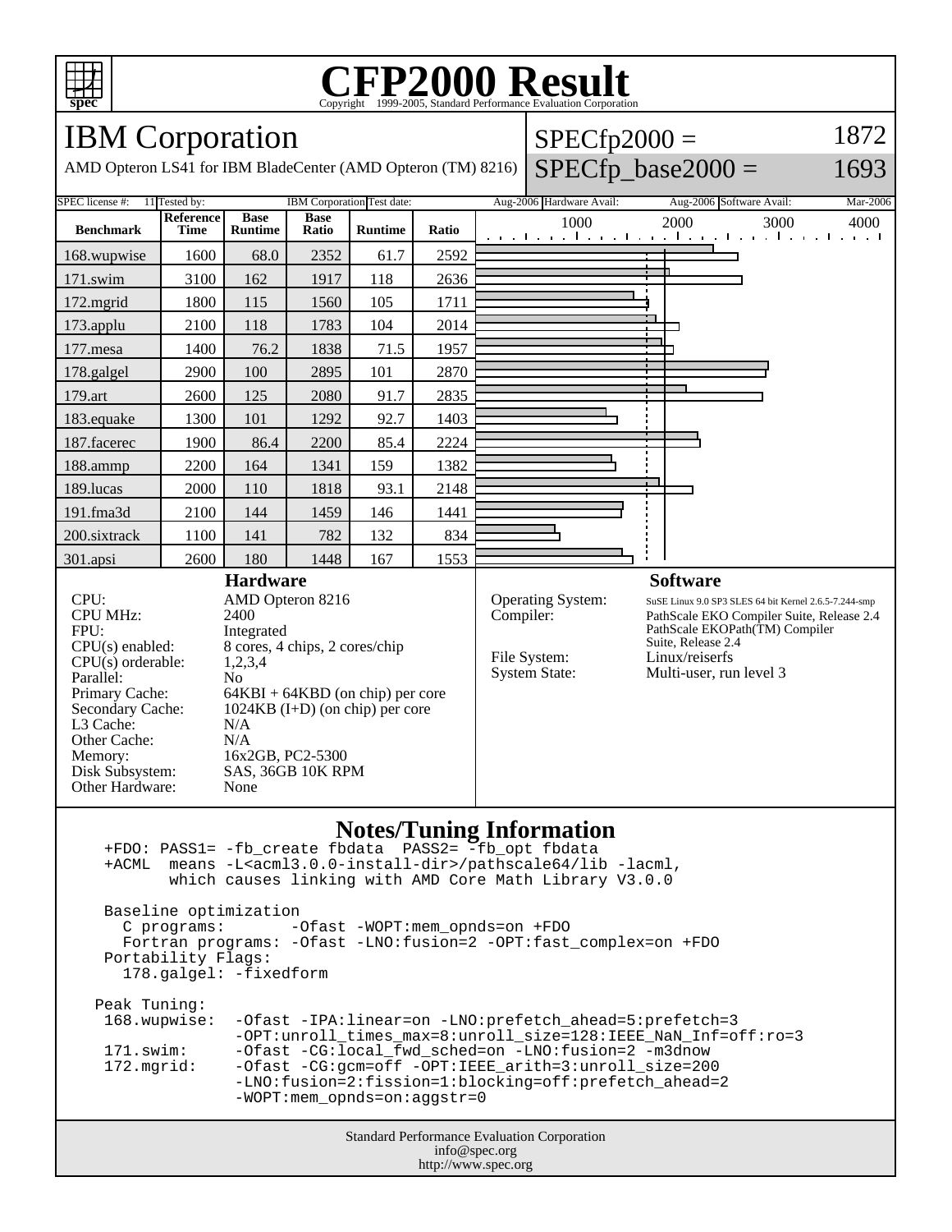# CFP2000 Result

Copyright 1999-2005, Standard Performance Evaluation Corporation

## IBM Corporation

AMD Opteron LS41 for IBM BladeCenter (AMD Opteron (TM) 8216)

SPECfp2000 = 1872

SPECfp_base2000 = 1693

SPEC license #: 11 | Tested by: IBM Corporation | Test date: Aug-2006 | Hardware Avail: Aug-2006 | Software Avail: Mar-2006

| Benchmark | Reference Time | Base Runtime | Base Ratio | Runtime | Ratio |
|---|---|---|---|---|---|
| 168.wupwise | 1600 | 68.0 | 2352 | 61.7 | 2592 |
| 171.swim | 3100 | 162 | 1917 | 118 | 2636 |
| 172.mgrid | 1800 | 115 | 1560 | 105 | 1711 |
| 173.applu | 2100 | 118 | 1783 | 104 | 2014 |
| 177.mesa | 1400 | 76.2 | 1838 | 71.5 | 1957 |
| 178.galgel | 2900 | 100 | 2895 | 101 | 2870 |
| 179.art | 2600 | 125 | 2080 | 91.7 | 2835 |
| 183.equake | 1300 | 101 | 1292 | 92.7 | 1403 |
| 187.facerec | 1900 | 86.4 | 2200 | 85.4 | 2224 |
| 188.ammp | 2200 | 164 | 1341 | 159 | 1382 |
| 189.lucas | 2000 | 110 | 1818 | 93.1 | 2148 |
| 191.fma3d | 2100 | 144 | 1459 | 146 | 1441 |
| 200.sixtrack | 1100 | 141 | 782 | 132 | 834 |
| 301.apsi | 2600 | 180 | 1448 | 167 | 1553 |

### Hardware

- CPU: AMD Opteron 8216
- CPU MHz: 2400
- FPU: Integrated
- CPU(s) enabled: 8 cores, 4 chips, 2 cores/chip
- CPU(s) orderable: 1,2,3,4
- Parallel: No
- Primary Cache: 64KBI + 64KBD (on chip) per core
- Secondary Cache: 1024KB (I+D) (on chip) per core
- L3 Cache: N/A
- Other Cache: N/A
- Memory: 16x2GB, PC2-5300
- Disk Subsystem: SAS, 36GB 10K RPM
- Other Hardware: None

### Software

- Operating System: SuSE Linux 9.0 SP3 SLES 64 bit Kernel 2.6.5-7.244-smp
- Compiler: PathScale EKO Compiler Suite, Release 2.4 PathScale EKOPath(TM) Compiler Suite, Release 2.4
- File System: Linux/reiserfs
- System State: Multi-user, run level 3

### Notes/Tuning Information

```
+FDO: PASS1= -fb_create fbdata  PASS2= -fb_opt fbdata
+ACML  means -L<acml3.0.0-install-dir>/pathscale64/lib -lacml,
       which causes linking with AMD Core Math Library V3.0.0

Baseline optimization
  C programs:       -Ofast -WOPT:mem_opnds=on +FDO
  Fortran programs: -Ofast -LNO:fusion=2 -OPT:fast_complex=on +FDO
Portability Flags:
  178.galgel: -fixedform

Peak Tuning:
 168.wupwise:  -Ofast -IPA:linear=on -LNO:prefetch_ahead=5:prefetch=3
               -OPT:unroll_times_max=8:unroll_size=128:IEEE_NaN_Inf=off:ro=3
 171.swim:     -Ofast -CG:local_fwd_sched=on -LNO:fusion=2 -m3dnow
 172.mgrid:    -Ofast -CG:gcm=off -OPT:IEEE_arith=3:unroll_size=200
               -LNO:fusion=2:fission=1:blocking=off:prefetch_ahead=2
               -WOPT:mem_opnds=on:aggstr=0
```

Standard Performance Evaluation Corporation
info@spec.org
http://www.spec.org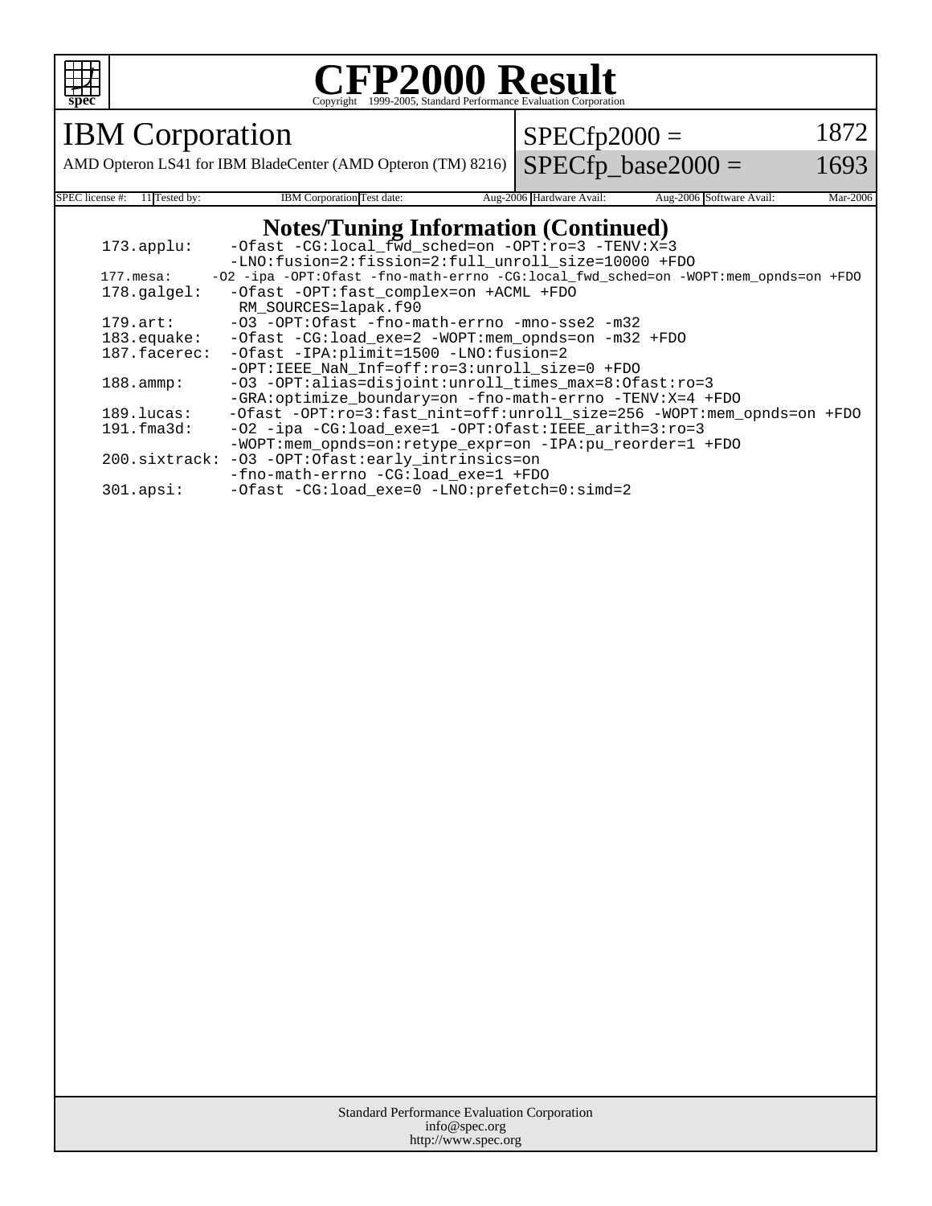# CFP2000 Result

Copyright 1999-2005, Standard Performance Evaluation Corporation

## IBM Corporation

AMD Opteron LS41 for IBM BladeCenter (AMD Opteron (TM) 8216)

SPECfp2000 = 1872

SPECfp_base2000 = 1693

| SPEC license #: | 11 | Tested by: | IBM Corporation | Test date: | Aug-2006 | Hardware Avail: | Aug-2006 | Software Avail: | Mar-2006 |
|---|---|---|---|---|---|---|---|---|---|

### Notes/Tuning Information (Continued)

```
173.applu:     -Ofast -CG:local_fwd_sched=on -OPT:ro=3 -TENV:X=3
               -LNO:fusion=2:fission=2:full_unroll_size=10000 +FDO
177.mesa:      -O2 -ipa -OPT:Ofast -fno-math-errno -CG:local_fwd_sched=on -WOPT:mem_opnds=on +FDO
178.galgel:    -Ofast -OPT:fast_complex=on +ACML +FDO
               RM_SOURCES=lapak.f90
179.art:       -O3 -OPT:Ofast -fno-math-errno -mno-sse2 -m32
183.equake:    -Ofast -CG:load_exe=2 -WOPT:mem_opnds=on -m32 +FDO
187.facerec:   -Ofast -IPA:plimit=1500 -LNO:fusion=2
               -OPT:IEEE_NaN_Inf=off:ro=3:unroll_size=0 +FDO
188.ammp:      -O3 -OPT:alias=disjoint:unroll_times_max=8:Ofast:ro=3
               -GRA:optimize_boundary=on -fno-math-errno -TENV:X=4 +FDO
189.lucas:     -Ofast -OPT:ro=3:fast_nint=off:unroll_size=256 -WOPT:mem_opnds=on +FDO
191.fma3d:     -O2 -ipa -CG:load_exe=1 -OPT:Ofast:IEEE_arith=3:ro=3
               -WOPT:mem_opnds=on:retype_expr=on -IPA:pu_reorder=1 +FDO
200.sixtrack:  -O3 -OPT:Ofast:early_intrinsics=on
               -fno-math-errno -CG:load_exe=1 +FDO
301.apsi:      -Ofast -CG:load_exe=0 -LNO:prefetch=0:simd=2
```

Standard Performance Evaluation Corporation
info@spec.org
http://www.spec.org